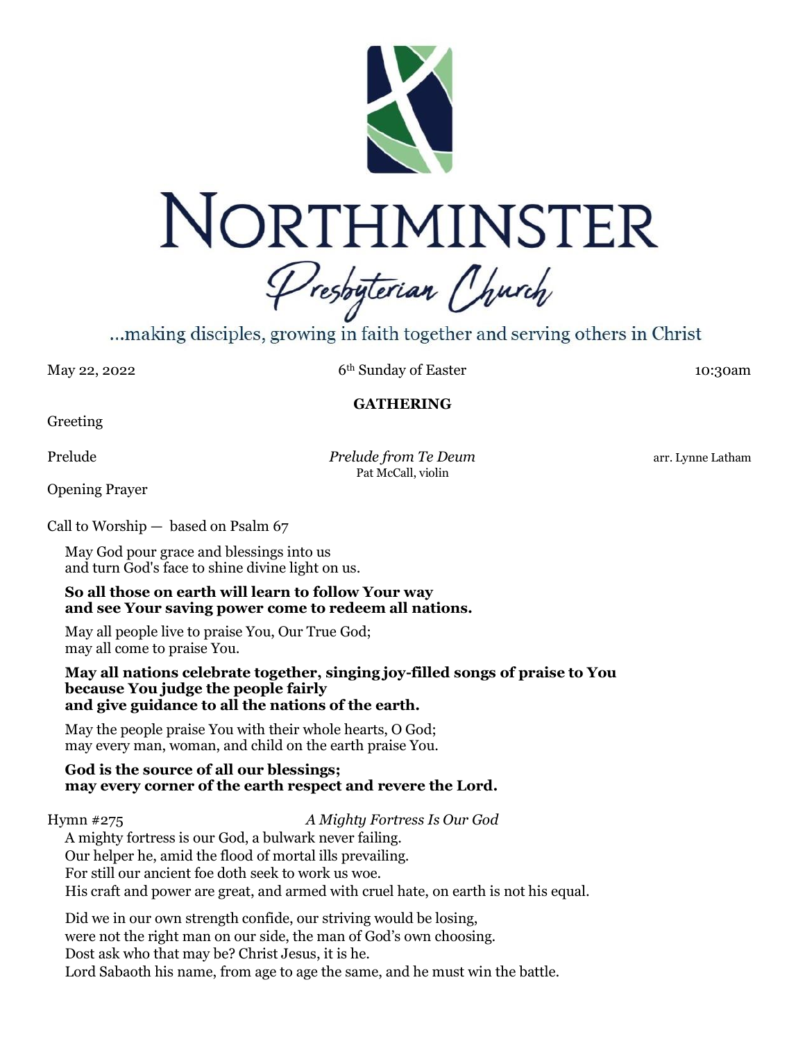# NORTHMINSTER

## Presbyterian Church

...making disciples, growing in faith together and serving others in Christ

May 22, 2022 — 6th Sunday of Easter — 10:30am

**GATHERING**

Greeting

Prelude — *Prelude from Te Deum* — arr. Lynne Latham
Pat McCall, violin

Opening Prayer

Call to Worship — based on Psalm 67

May God pour grace and blessings into us
and turn God's face to shine divine light on us.

**So all those on earth will learn to follow Your way**
**and see Your saving power come to redeem all nations.**

May all people live to praise You, Our True God;
may all come to praise You.

**May all nations celebrate together, singing joy-filled songs of praise to You**
**because You judge the people fairly**
**and give guidance to all the nations of the earth.**

May the people praise You with their whole hearts, O God;
may every man, woman, and child on the earth praise You.

**God is the source of all our blessings;**
**may every corner of the earth respect and revere the Lord.**

Hymn #275 — *A Mighty Fortress Is Our God*

A mighty fortress is our God, a bulwark never failing.
Our helper he, amid the flood of mortal ills prevailing.
For still our ancient foe doth seek to work us woe.
His craft and power are great, and armed with cruel hate, on earth is not his equal.

Did we in our own strength confide, our striving would be losing,
were not the right man on our side, the man of God's own choosing.
Dost ask who that may be? Christ Jesus, it is he.
Lord Sabaoth his name, from age to age the same, and he must win the battle.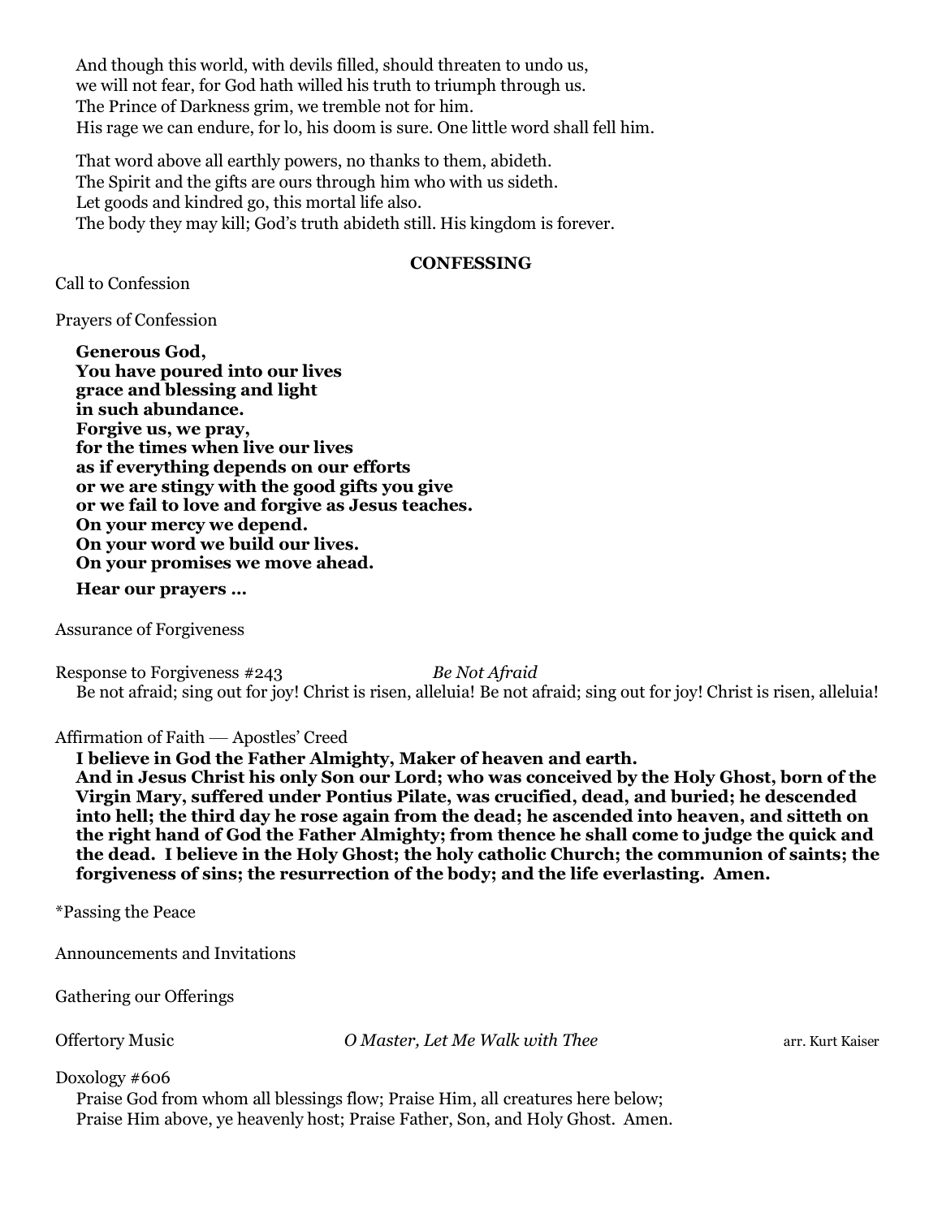And though this world, with devils filled, should threaten to undo us,
we will not fear, for God hath willed his truth to triumph through us.
The Prince of Darkness grim, we tremble not for him.
His rage we can endure, for lo, his doom is sure. One little word shall fell him.

That word above all earthly powers, no thanks to them, abideth.
The Spirit and the gifts are ours through him who with us sideth.
Let goods and kindred go, this mortal life also.
The body they may kill; God's truth abideth still. His kingdom is forever.

## CONFESSING

Call to Confession

Prayers of Confession

**Generous God,**
**You have poured into our lives**
**grace and blessing and light**
**in such abundance.**
**Forgive us, we pray,**
**for the times when live our lives**
**as if everything depends on our efforts**
**or we are stingy with the good gifts you give**
**or we fail to love and forgive as Jesus teaches.**
**On your mercy we depend.**
**On your word we build our lives.**
**On your promises we move ahead.**

**Hear our prayers …**

Assurance of Forgiveness

Response to Forgiveness #243 *Be Not Afraid*

Be not afraid; sing out for joy! Christ is risen, alleluia! Be not afraid; sing out for joy! Christ is risen, alleluia!

Affirmation of Faith — Apostles' Creed

**I believe in God the Father Almighty, Maker of heaven and earth.**
**And in Jesus Christ his only Son our Lord; who was conceived by the Holy Ghost, born of the Virgin Mary, suffered under Pontius Pilate, was crucified, dead, and buried; he descended into hell; the third day he rose again from the dead; he ascended into heaven, and sitteth on the right hand of God the Father Almighty; from thence he shall come to judge the quick and the dead. I believe in the Holy Ghost; the holy catholic Church; the communion of saints; the forgiveness of sins; the resurrection of the body; and the life everlasting. Amen.**

*Passing the Peace

Announcements and Invitations

Gathering our Offerings

Offertory Music *O Master, Let Me Walk with Thee* arr. Kurt Kaiser

Doxology #606

Praise God from whom all blessings flow; Praise Him, all creatures here below;
Praise Him above, ye heavenly host; Praise Father, Son, and Holy Ghost. Amen.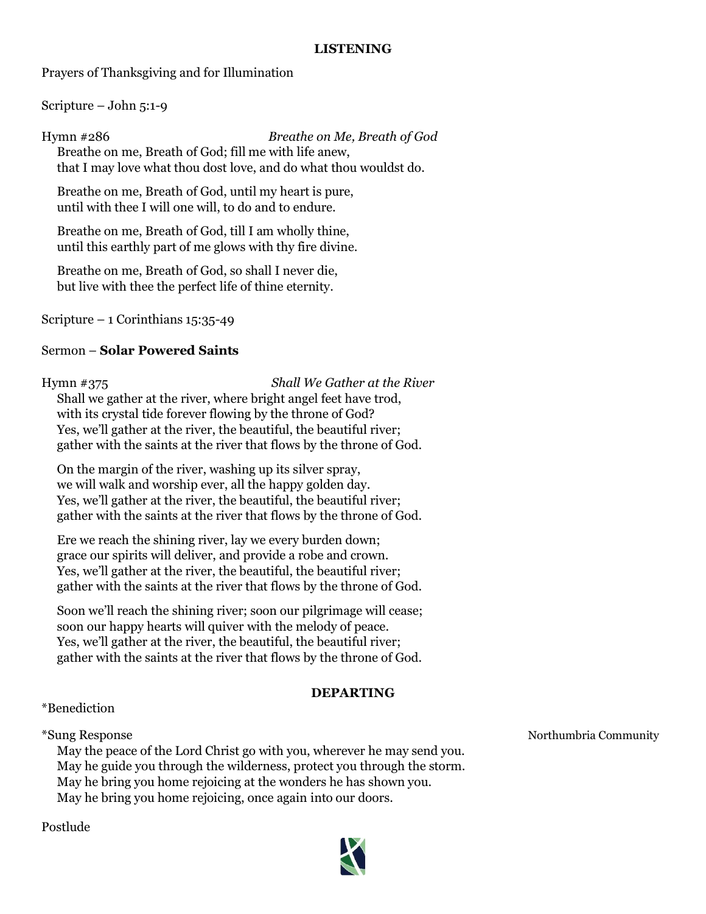## LISTENING

Prayers of Thanksgiving and for Illumination

Scripture – John 5:1-9

Hymn #286 *Breathe on Me, Breath of God*

Breathe on me, Breath of God; fill me with life anew,
that I may love what thou dost love, and do what thou wouldst do.

Breathe on me, Breath of God, until my heart is pure,
until with thee I will one will, to do and to endure.

Breathe on me, Breath of God, till I am wholly thine,
until this earthly part of me glows with thy fire divine.

Breathe on me, Breath of God, so shall I never die,
but live with thee the perfect life of thine eternity.

Scripture – 1 Corinthians 15:35-49

Sermon – **Solar Powered Saints**

Hymn #375 *Shall We Gather at the River*

Shall we gather at the river, where bright angel feet have trod,
with its crystal tide forever flowing by the throne of God?
Yes, we'll gather at the river, the beautiful, the beautiful river;
gather with the saints at the river that flows by the throne of God.

On the margin of the river, washing up its silver spray,
we will walk and worship ever, all the happy golden day.
Yes, we'll gather at the river, the beautiful, the beautiful river;
gather with the saints at the river that flows by the throne of God.

Ere we reach the shining river, lay we every burden down;
grace our spirits will deliver, and provide a robe and crown.
Yes, we'll gather at the river, the beautiful, the beautiful river;
gather with the saints at the river that flows by the throne of God.

Soon we'll reach the shining river; soon our pilgrimage will cease;
soon our happy hearts will quiver with the melody of peace.
Yes, we'll gather at the river, the beautiful, the beautiful river;
gather with the saints at the river that flows by the throne of God.

## DEPARTING

*Benediction

*Sung Response Northumbria Community

May the peace of the Lord Christ go with you, wherever he may send you.
May he guide you through the wilderness, protect you through the storm.
May he bring you home rejoicing at the wonders he has shown you.
May he bring you home rejoicing, once again into our doors.

Postlude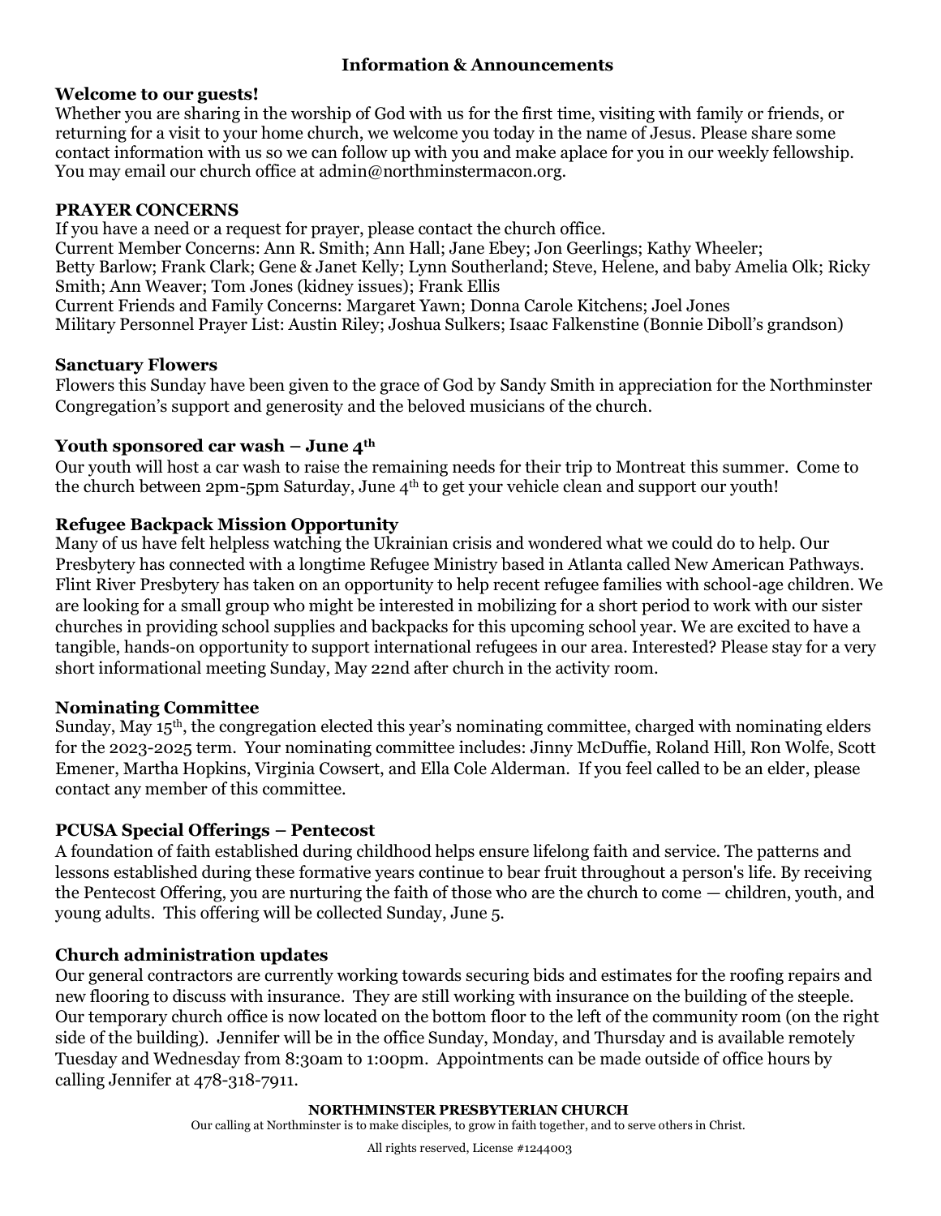## Information & Announcements

### Welcome to our guests!

Whether you are sharing in the worship of God with us for the first time, visiting with family or friends, or returning for a visit to your home church, we welcome you today in the name of Jesus. Please share some contact information with us so we can follow up with you and make aplace for you in our weekly fellowship. You may email our church office at admin@northminstermacon.org.

### PRAYER CONCERNS

If you have a need or a request for prayer, please contact the church office.
Current Member Concerns: Ann R. Smith; Ann Hall; Jane Ebey; Jon Geerlings; Kathy Wheeler; Betty Barlow; Frank Clark; Gene & Janet Kelly; Lynn Southerland; Steve, Helene, and baby Amelia Olk; Ricky Smith; Ann Weaver; Tom Jones (kidney issues); Frank Ellis
Current Friends and Family Concerns: Margaret Yawn; Donna Carole Kitchens; Joel Jones
Military Personnel Prayer List: Austin Riley; Joshua Sulkers; Isaac Falkenstine (Bonnie Diboll's grandson)

### Sanctuary Flowers

Flowers this Sunday have been given to the grace of God by Sandy Smith in appreciation for the Northminster Congregation's support and generosity and the beloved musicians of the church.

### Youth sponsored car wash – June 4th

Our youth will host a car wash to raise the remaining needs for their trip to Montreat this summer. Come to the church between 2pm-5pm Saturday, June 4th to get your vehicle clean and support our youth!

### Refugee Backpack Mission Opportunity

Many of us have felt helpless watching the Ukrainian crisis and wondered what we could do to help. Our Presbytery has connected with a longtime Refugee Ministry based in Atlanta called New American Pathways. Flint River Presbytery has taken on an opportunity to help recent refugee families with school-age children. We are looking for a small group who might be interested in mobilizing for a short period to work with our sister churches in providing school supplies and backpacks for this upcoming school year. We are excited to have a tangible, hands-on opportunity to support international refugees in our area. Interested? Please stay for a very short informational meeting Sunday, May 22nd after church in the activity room.

### Nominating Committee

Sunday, May 15th, the congregation elected this year's nominating committee, charged with nominating elders for the 2023-2025 term. Your nominating committee includes: Jinny McDuffie, Roland Hill, Ron Wolfe, Scott Emener, Martha Hopkins, Virginia Cowsert, and Ella Cole Alderman. If you feel called to be an elder, please contact any member of this committee.

### PCUSA Special Offerings – Pentecost

A foundation of faith established during childhood helps ensure lifelong faith and service. The patterns and lessons established during these formative years continue to bear fruit throughout a person's life. By receiving the Pentecost Offering, you are nurturing the faith of those who are the church to come — children, youth, and young adults. This offering will be collected Sunday, June 5.

### Church administration updates

Our general contractors are currently working towards securing bids and estimates for the roofing repairs and new flooring to discuss with insurance. They are still working with insurance on the building of the steeple. Our temporary church office is now located on the bottom floor to the left of the community room (on the right side of the building). Jennifer will be in the office Sunday, Monday, and Thursday and is available remotely Tuesday and Wednesday from 8:30am to 1:00pm. Appointments can be made outside of office hours by calling Jennifer at 478-318-7911.

**NORTHMINSTER PRESBYTERIAN CHURCH**

Our calling at Northminster is to make disciples, to grow in faith together, and to serve others in Christ.

All rights reserved, License #1244003